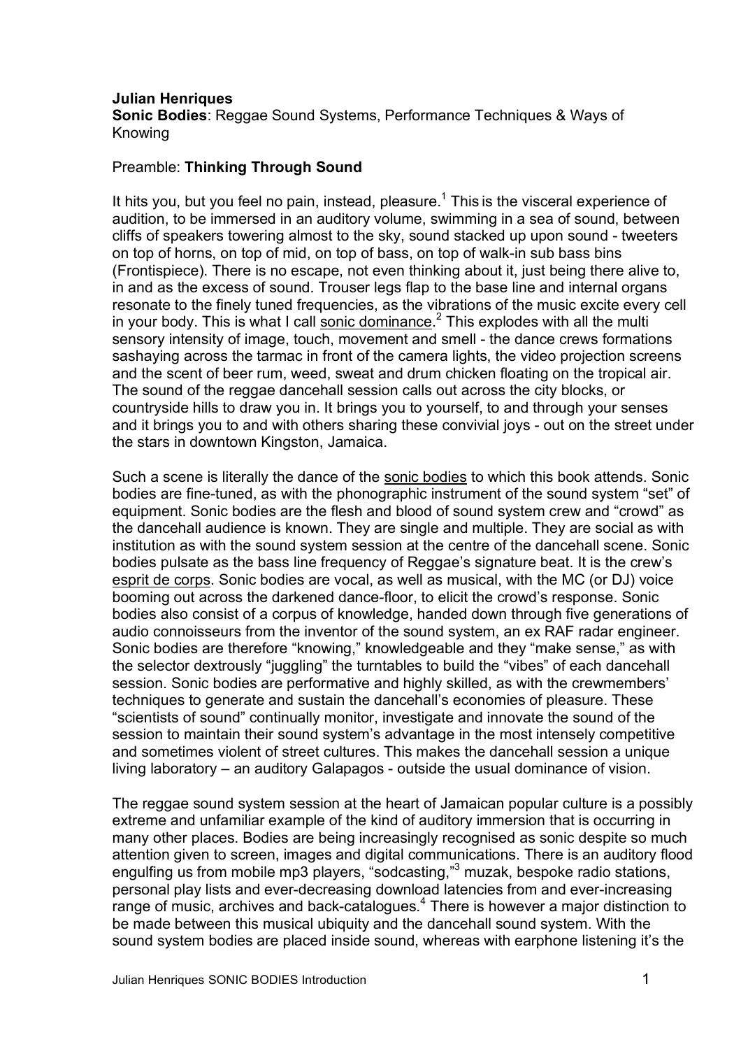**Julian Henriques**
**Sonic Bodies**: Reggae Sound Systems, Performance Techniques & Ways of Knowing

Preamble: **Thinking Through Sound**

It hits you, but you feel no pain, instead, pleasure.[1] This is the visceral experience of audition, to be immersed in an auditory volume, swimming in a sea of sound, between cliffs of speakers towering almost to the sky, sound stacked up upon sound - tweeters on top of horns, on top of mid, on top of bass, on top of walk-in sub bass bins (Frontispiece). There is no escape, not even thinking about it, just being there alive to, in and as the excess of sound. Trouser legs flap to the base line and internal organs resonate to the finely tuned frequencies, as the vibrations of the music excite every cell in your body. This is what I call <u>sonic dominance</u>.[2] This explodes with all the multi sensory intensity of image, touch, movement and smell - the dance crews formations sashaying across the tarmac in front of the camera lights, the video projection screens and the scent of beer rum, weed, sweat and drum chicken floating on the tropical air. The sound of the reggae dancehall session calls out across the city blocks, or countryside hills to draw you in. It brings you to yourself, to and through your senses and it brings you to and with others sharing these convivial joys - out on the street under the stars in downtown Kingston, Jamaica.

Such a scene is literally the dance of the <u>sonic bodies</u> to which this book attends. Sonic bodies are fine-tuned, as with the phonographic instrument of the sound system "set" of equipment. Sonic bodies are the flesh and blood of sound system crew and "crowd" as the dancehall audience is known. They are single and multiple. They are social as with institution as with the sound system session at the centre of the dancehall scene. Sonic bodies pulsate as the bass line frequency of Reggae's signature beat. It is the crew's <u>esprit de corps</u>. Sonic bodies are vocal, as well as musical, with the MC (or DJ) voice booming out across the darkened dance-floor, to elicit the crowd's response. Sonic bodies also consist of a corpus of knowledge, handed down through five generations of audio connoisseurs from the inventor of the sound system, an ex RAF radar engineer. Sonic bodies are therefore "knowing," knowledgeable and they "make sense," as with the selector dextrously "juggling" the turntables to build the "vibes" of each dancehall session. Sonic bodies are performative and highly skilled, as with the crewmembers' techniques to generate and sustain the dancehall's economies of pleasure. These "scientists of sound" continually monitor, investigate and innovate the sound of the session to maintain their sound system's advantage in the most intensely competitive and sometimes violent of street cultures. This makes the dancehall session a unique living laboratory – an auditory Galapagos - outside the usual dominance of vision.

The reggae sound system session at the heart of Jamaican popular culture is a possibly extreme and unfamiliar example of the kind of auditory immersion that is occurring in many other places. Bodies are being increasingly recognised as sonic despite so much attention given to screen, images and digital communications. There is an auditory flood engulfing us from mobile mp3 players, "sodcasting,"[3] muzak, bespoke radio stations, personal play lists and ever-decreasing download latencies from and ever-increasing range of music, archives and back-catalogues.[4] There is however a major distinction to be made between this musical ubiquity and the dancehall sound system. With the sound system bodies are placed inside sound, whereas with earphone listening it's the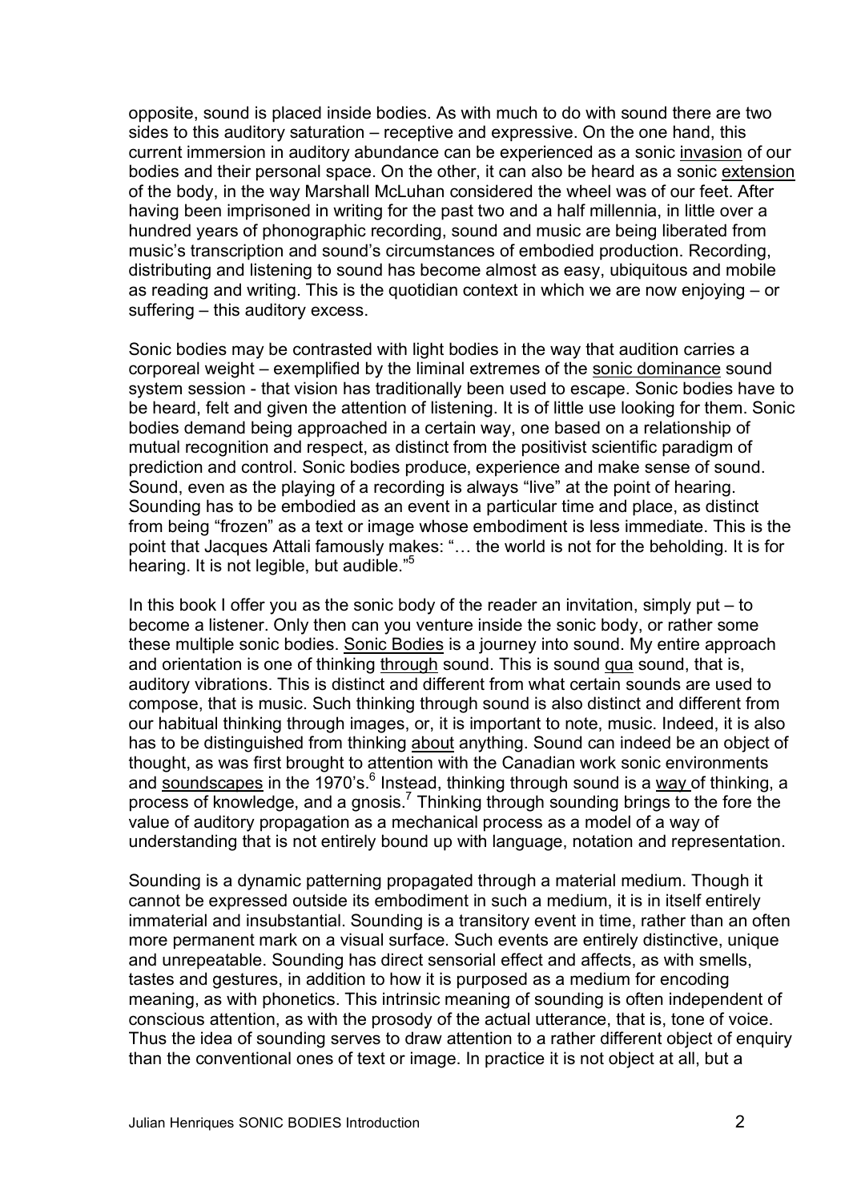opposite, sound is placed inside bodies. As with much to do with sound there are two sides to this auditory saturation – receptive and expressive. On the one hand, this current immersion in auditory abundance can be experienced as a sonic invasion of our bodies and their personal space. On the other, it can also be heard as a sonic extension of the body, in the way Marshall McLuhan considered the wheel was of our feet. After having been imprisoned in writing for the past two and a half millennia, in little over a hundred years of phonographic recording, sound and music are being liberated from music's transcription and sound's circumstances of embodied production. Recording, distributing and listening to sound has become almost as easy, ubiquitous and mobile as reading and writing. This is the quotidian context in which we are now enjoying – or suffering – this auditory excess.

Sonic bodies may be contrasted with light bodies in the way that audition carries a corporeal weight – exemplified by the liminal extremes of the sonic dominance sound system session - that vision has traditionally been used to escape. Sonic bodies have to be heard, felt and given the attention of listening. It is of little use looking for them. Sonic bodies demand being approached in a certain way, one based on a relationship of mutual recognition and respect, as distinct from the positivist scientific paradigm of prediction and control. Sonic bodies produce, experience and make sense of sound. Sound, even as the playing of a recording is always "live" at the point of hearing. Sounding has to be embodied as an event in a particular time and place, as distinct from being "frozen" as a text or image whose embodiment is less immediate. This is the point that Jacques Attali famously makes: "… the world is not for the beholding. It is for hearing. It is not legible, but audible."[5]

In this book I offer you as the sonic body of the reader an invitation, simply put – to become a listener. Only then can you venture inside the sonic body, or rather some these multiple sonic bodies. Sonic Bodies is a journey into sound. My entire approach and orientation is one of thinking through sound. This is sound qua sound, that is, auditory vibrations. This is distinct and different from what certain sounds are used to compose, that is music. Such thinking through sound is also distinct and different from our habitual thinking through images, or, it is important to note, music. Indeed, it is also has to be distinguished from thinking about anything. Sound can indeed be an object of thought, as was first brought to attention with the Canadian work sonic environments and soundscapes in the 1970's.[6] Instead, thinking through sound is a way of thinking, a process of knowledge, and a gnosis.[7] Thinking through sounding brings to the fore the value of auditory propagation as a mechanical process as a model of a way of understanding that is not entirely bound up with language, notation and representation.

Sounding is a dynamic patterning propagated through a material medium. Though it cannot be expressed outside its embodiment in such a medium, it is in itself entirely immaterial and insubstantial. Sounding is a transitory event in time, rather than an often more permanent mark on a visual surface. Such events are entirely distinctive, unique and unrepeatable. Sounding has direct sensorial effect and affects, as with smells, tastes and gestures, in addition to how it is purposed as a medium for encoding meaning, as with phonetics. This intrinsic meaning of sounding is often independent of conscious attention, as with the prosody of the actual utterance, that is, tone of voice. Thus the idea of sounding serves to draw attention to a rather different object of enquiry than the conventional ones of text or image. In practice it is not object at all, but a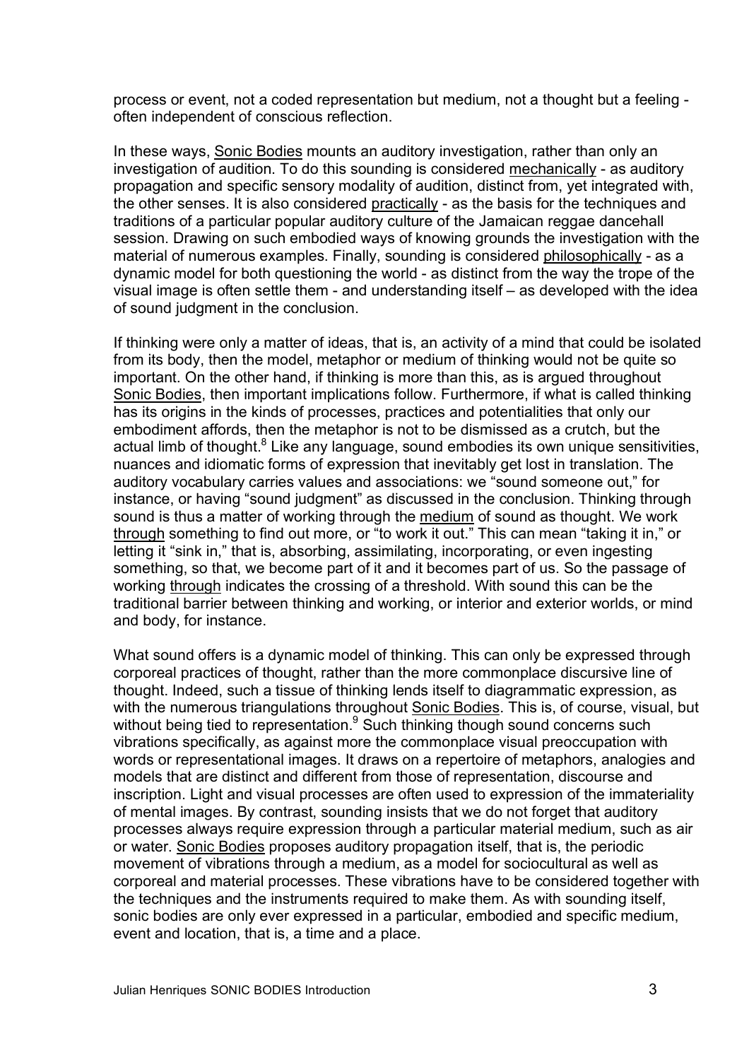process or event, not a coded representation but medium, not a thought but a feeling - often independent of conscious reflection.

In these ways, Sonic Bodies mounts an auditory investigation, rather than only an investigation of audition. To do this sounding is considered mechanically - as auditory propagation and specific sensory modality of audition, distinct from, yet integrated with, the other senses. It is also considered practically - as the basis for the techniques and traditions of a particular popular auditory culture of the Jamaican reggae dancehall session. Drawing on such embodied ways of knowing grounds the investigation with the material of numerous examples. Finally, sounding is considered philosophically - as a dynamic model for both questioning the world - as distinct from the way the trope of the visual image is often settle them - and understanding itself – as developed with the idea of sound judgment in the conclusion.

If thinking were only a matter of ideas, that is, an activity of a mind that could be isolated from its body, then the model, metaphor or medium of thinking would not be quite so important. On the other hand, if thinking is more than this, as is argued throughout Sonic Bodies, then important implications follow. Furthermore, if what is called thinking has its origins in the kinds of processes, practices and potentialities that only our embodiment affords, then the metaphor is not to be dismissed as a crutch, but the actual limb of thought.[8] Like any language, sound embodies its own unique sensitivities, nuances and idiomatic forms of expression that inevitably get lost in translation. The auditory vocabulary carries values and associations: we "sound someone out," for instance, or having "sound judgment" as discussed in the conclusion. Thinking through sound is thus a matter of working through the medium of sound as thought. We work through something to find out more, or "to work it out." This can mean "taking it in," or letting it "sink in," that is, absorbing, assimilating, incorporating, or even ingesting something, so that, we become part of it and it becomes part of us. So the passage of working through indicates the crossing of a threshold. With sound this can be the traditional barrier between thinking and working, or interior and exterior worlds, or mind and body, for instance.

What sound offers is a dynamic model of thinking. This can only be expressed through corporeal practices of thought, rather than the more commonplace discursive line of thought. Indeed, such a tissue of thinking lends itself to diagrammatic expression, as with the numerous triangulations throughout Sonic Bodies. This is, of course, visual, but without being tied to representation.[9] Such thinking though sound concerns such vibrations specifically, as against more the commonplace visual preoccupation with words or representational images. It draws on a repertoire of metaphors, analogies and models that are distinct and different from those of representation, discourse and inscription. Light and visual processes are often used to expression of the immateriality of mental images. By contrast, sounding insists that we do not forget that auditory processes always require expression through a particular material medium, such as air or water. Sonic Bodies proposes auditory propagation itself, that is, the periodic movement of vibrations through a medium, as a model for sociocultural as well as corporeal and material processes. These vibrations have to be considered together with the techniques and the instruments required to make them. As with sounding itself, sonic bodies are only ever expressed in a particular, embodied and specific medium, event and location, that is, a time and a place.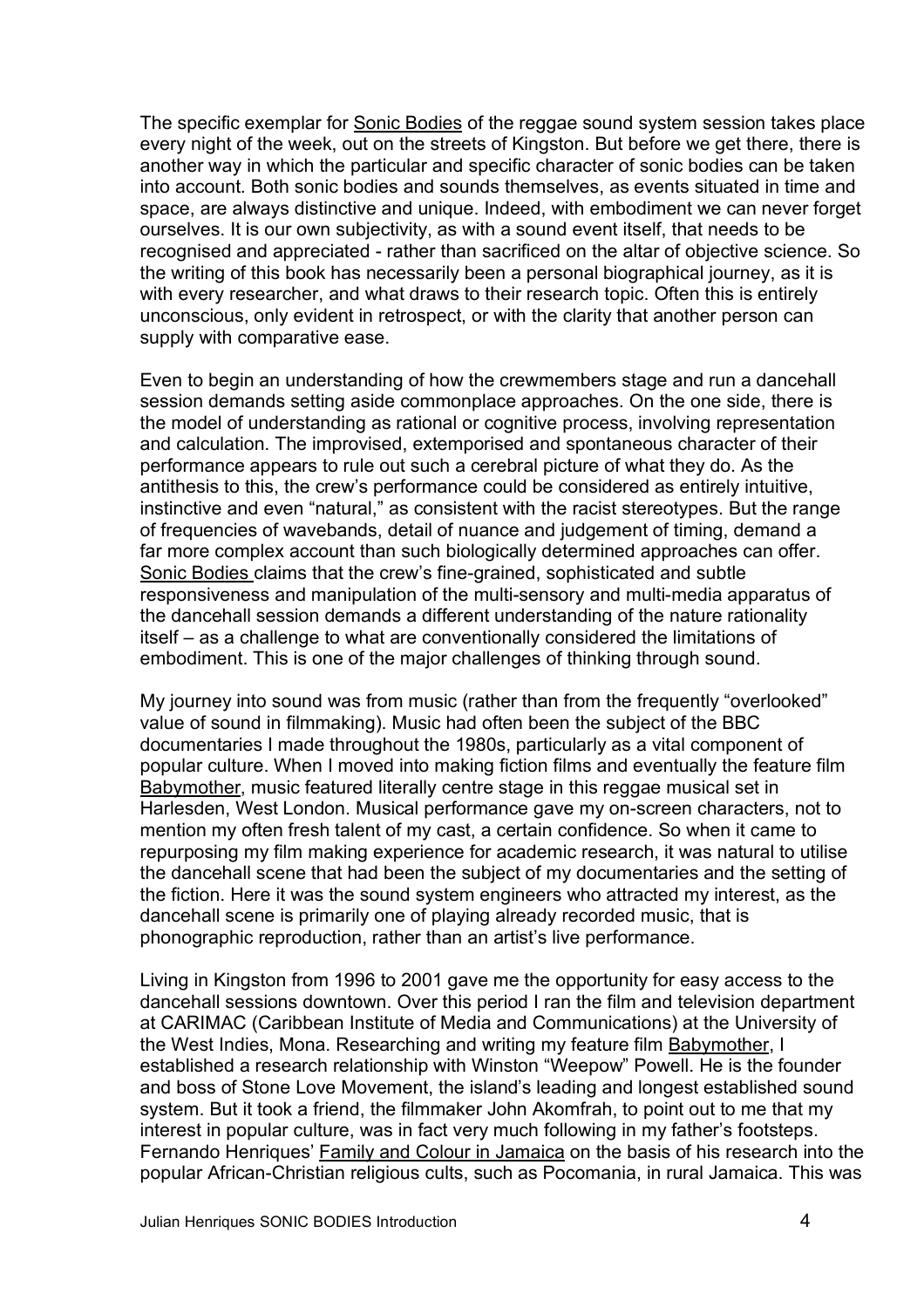The specific exemplar for Sonic Bodies of the reggae sound system session takes place every night of the week, out on the streets of Kingston. But before we get there, there is another way in which the particular and specific character of sonic bodies can be taken into account. Both sonic bodies and sounds themselves, as events situated in time and space, are always distinctive and unique. Indeed, with embodiment we can never forget ourselves. It is our own subjectivity, as with a sound event itself, that needs to be recognised and appreciated - rather than sacrificed on the altar of objective science. So the writing of this book has necessarily been a personal biographical journey, as it is with every researcher, and what draws to their research topic. Often this is entirely unconscious, only evident in retrospect, or with the clarity that another person can supply with comparative ease.

Even to begin an understanding of how the crewmembers stage and run a dancehall session demands setting aside commonplace approaches. On the one side, there is the model of understanding as rational or cognitive process, involving representation and calculation. The improvised, extemporised and spontaneous character of their performance appears to rule out such a cerebral picture of what they do. As the antithesis to this, the crew's performance could be considered as entirely intuitive, instinctive and even "natural," as consistent with the racist stereotypes. But the range of frequencies of wavebands, detail of nuance and judgement of timing, demand a far more complex account than such biologically determined approaches can offer. Sonic Bodies claims that the crew's fine-grained, sophisticated and subtle responsiveness and manipulation of the multi-sensory and multi-media apparatus of the dancehall session demands a different understanding of the nature rationality itself – as a challenge to what are conventionally considered the limitations of embodiment. This is one of the major challenges of thinking through sound.

My journey into sound was from music (rather than from the frequently "overlooked" value of sound in filmmaking). Music had often been the subject of the BBC documentaries I made throughout the 1980s, particularly as a vital component of popular culture. When I moved into making fiction films and eventually the feature film Babymother, music featured literally centre stage in this reggae musical set in Harlesden, West London. Musical performance gave my on-screen characters, not to mention my often fresh talent of my cast, a certain confidence. So when it came to repurposing my film making experience for academic research, it was natural to utilise the dancehall scene that had been the subject of my documentaries and the setting of the fiction. Here it was the sound system engineers who attracted my interest, as the dancehall scene is primarily one of playing already recorded music, that is phonographic reproduction, rather than an artist's live performance.

Living in Kingston from 1996 to 2001 gave me the opportunity for easy access to the dancehall sessions downtown. Over this period I ran the film and television department at CARIMAC (Caribbean Institute of Media and Communications) at the University of the West Indies, Mona. Researching and writing my feature film Babymother, I established a research relationship with Winston "Weepow" Powell. He is the founder and boss of Stone Love Movement, the island's leading and longest established sound system. But it took a friend, the filmmaker John Akomfrah, to point out to me that my interest in popular culture, was in fact very much following in my father's footsteps. Fernando Henriques' Family and Colour in Jamaica on the basis of his research into the popular African-Christian religious cults, such as Pocomania, in rural Jamaica. This was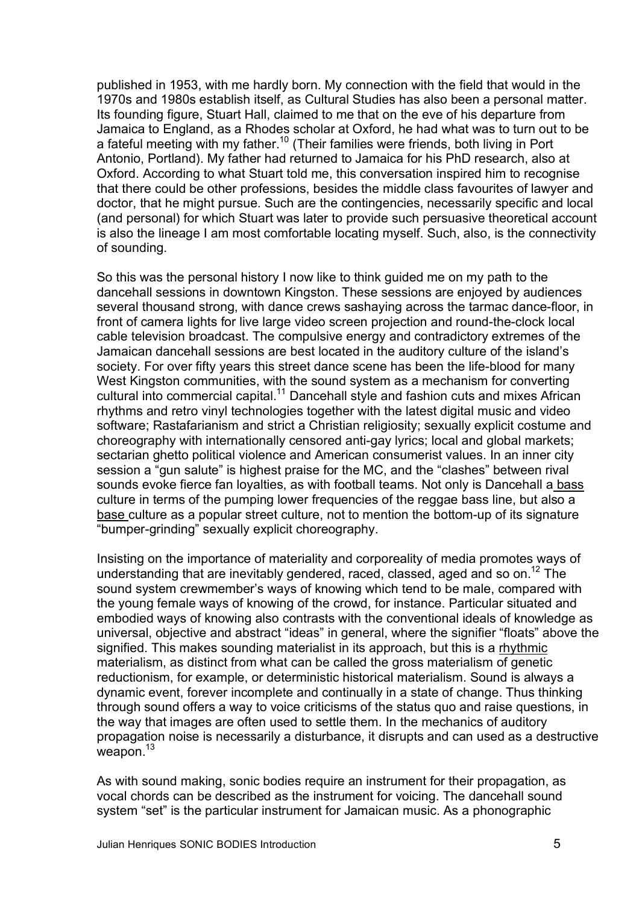published in 1953, with me hardly born. My connection with the field that would in the 1970s and 1980s establish itself, as Cultural Studies has also been a personal matter. Its founding figure, Stuart Hall, claimed to me that on the eve of his departure from Jamaica to England, as a Rhodes scholar at Oxford, he had what was to turn out to be a fateful meeting with my father.[10] (Their families were friends, both living in Port Antonio, Portland). My father had returned to Jamaica for his PhD research, also at Oxford. According to what Stuart told me, this conversation inspired him to recognise that there could be other professions, besides the middle class favourites of lawyer and doctor, that he might pursue. Such are the contingencies, necessarily specific and local (and personal) for which Stuart was later to provide such persuasive theoretical account is also the lineage I am most comfortable locating myself. Such, also, is the connectivity of sounding.

So this was the personal history I now like to think guided me on my path to the dancehall sessions in downtown Kingston. These sessions are enjoyed by audiences several thousand strong, with dance crews sashaying across the tarmac dance-floor, in front of camera lights for live large video screen projection and round-the-clock local cable television broadcast. The compulsive energy and contradictory extremes of the Jamaican dancehall sessions are best located in the auditory culture of the island's society. For over fifty years this street dance scene has been the life-blood for many West Kingston communities, with the sound system as a mechanism for converting cultural into commercial capital.[11] Dancehall style and fashion cuts and mixes African rhythms and retro vinyl technologies together with the latest digital music and video software; Rastafarianism and strict a Christian religiosity; sexually explicit costume and choreography with internationally censored anti-gay lyrics; local and global markets; sectarian ghetto political violence and American consumerist values. In an inner city session a "gun salute" is highest praise for the MC, and the "clashes" between rival sounds evoke fierce fan loyalties, as with football teams. Not only is Dancehall a <u>bass</u> culture in terms of the pumping lower frequencies of the reggae bass line, but also a <u>base</u> culture as a popular street culture, not to mention the bottom-up of its signature "bumper-grinding" sexually explicit choreography.

Insisting on the importance of materiality and corporeality of media promotes ways of understanding that are inevitably gendered, raced, classed, aged and so on.[12] The sound system crewmember's ways of knowing which tend to be male, compared with the young female ways of knowing of the crowd, for instance. Particular situated and embodied ways of knowing also contrasts with the conventional ideals of knowledge as universal, objective and abstract "ideas" in general, where the signifier "floats" above the signified. This makes sounding materialist in its approach, but this is a <u>rhythmic</u> materialism, as distinct from what can be called the gross materialism of genetic reductionism, for example, or deterministic historical materialism. Sound is always a dynamic event, forever incomplete and continually in a state of change. Thus thinking through sound offers a way to voice criticisms of the status quo and raise questions, in the way that images are often used to settle them. In the mechanics of auditory propagation noise is necessarily a disturbance, it disrupts and can used as a destructive weapon.[13]

As with sound making, sonic bodies require an instrument for their propagation, as vocal chords can be described as the instrument for voicing. The dancehall sound system "set" is the particular instrument for Jamaican music. As a phonographic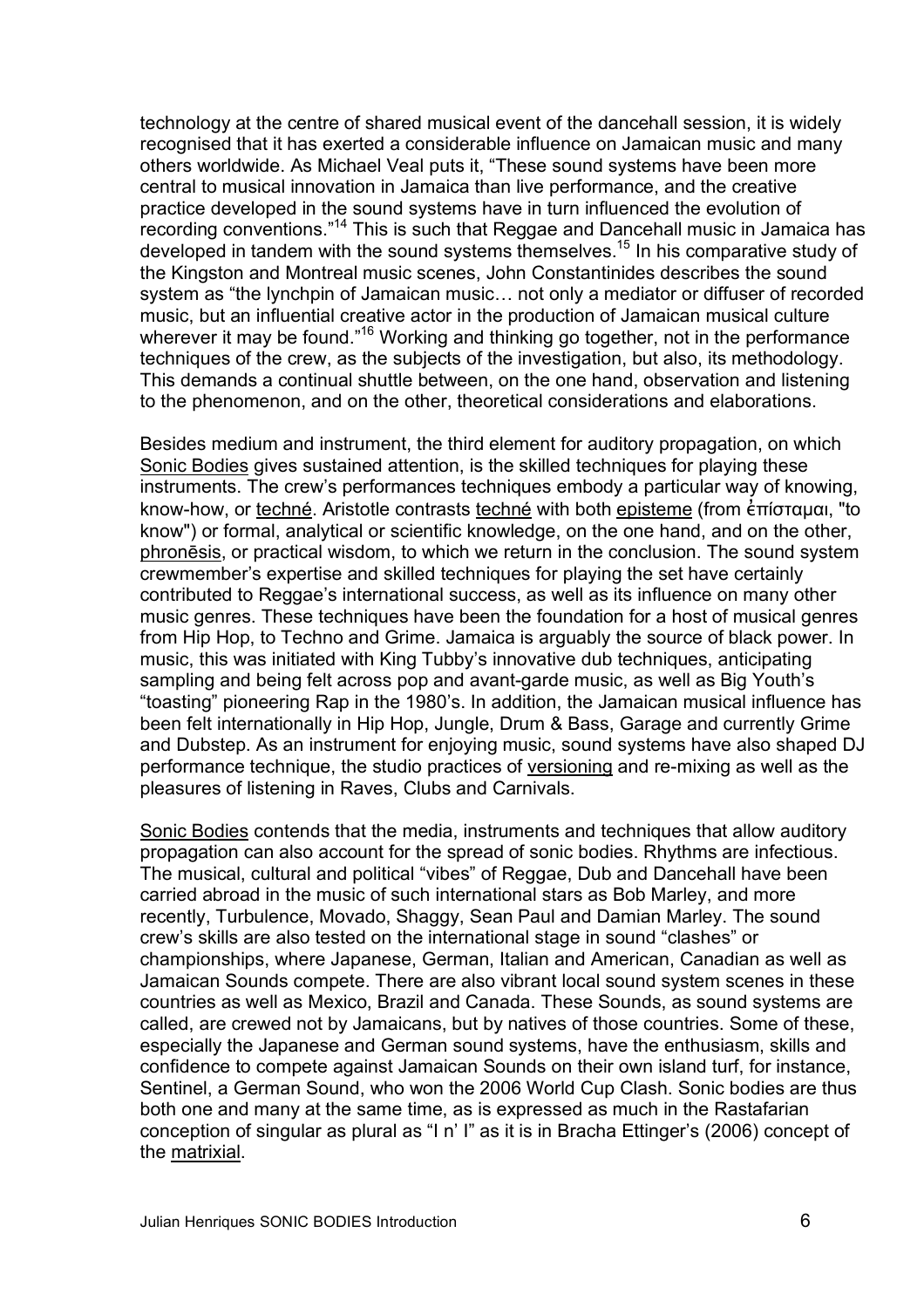technology at the centre of shared musical event of the dancehall session, it is widely recognised that it has exerted a considerable influence on Jamaican music and many others worldwide. As Michael Veal puts it, "These sound systems have been more central to musical innovation in Jamaica than live performance, and the creative practice developed in the sound systems have in turn influenced the evolution of recording conventions."[14] This is such that Reggae and Dancehall music in Jamaica has developed in tandem with the sound systems themselves.[15] In his comparative study of the Kingston and Montreal music scenes, John Constantinides describes the sound system as "the lynchpin of Jamaican music… not only a mediator or diffuser of recorded music, but an influential creative actor in the production of Jamaican musical culture wherever it may be found."[16] Working and thinking go together, not in the performance techniques of the crew, as the subjects of the investigation, but also, its methodology. This demands a continual shuttle between, on the one hand, observation and listening to the phenomenon, and on the other, theoretical considerations and elaborations.

Besides medium and instrument, the third element for auditory propagation, on which Sonic Bodies gives sustained attention, is the skilled techniques for playing these instruments. The crew's performances techniques embody a particular way of knowing, know-how, or techné. Aristotle contrasts techné with both episteme (from ἐπίσταμαι, "to know") or formal, analytical or scientific knowledge, on the one hand, and on the other, phronēsis, or practical wisdom, to which we return in the conclusion. The sound system crewmember's expertise and skilled techniques for playing the set have certainly contributed to Reggae's international success, as well as its influence on many other music genres. These techniques have been the foundation for a host of musical genres from Hip Hop, to Techno and Grime. Jamaica is arguably the source of black power. In music, this was initiated with King Tubby's innovative dub techniques, anticipating sampling and being felt across pop and avant-garde music, as well as Big Youth's "toasting" pioneering Rap in the 1980's. In addition, the Jamaican musical influence has been felt internationally in Hip Hop, Jungle, Drum & Bass, Garage and currently Grime and Dubstep. As an instrument for enjoying music, sound systems have also shaped DJ performance technique, the studio practices of versioning and re-mixing as well as the pleasures of listening in Raves, Clubs and Carnivals.

Sonic Bodies contends that the media, instruments and techniques that allow auditory propagation can also account for the spread of sonic bodies. Rhythms are infectious. The musical, cultural and political "vibes" of Reggae, Dub and Dancehall have been carried abroad in the music of such international stars as Bob Marley, and more recently, Turbulence, Movado, Shaggy, Sean Paul and Damian Marley. The sound crew's skills are also tested on the international stage in sound "clashes" or championships, where Japanese, German, Italian and American, Canadian as well as Jamaican Sounds compete. There are also vibrant local sound system scenes in these countries as well as Mexico, Brazil and Canada. These Sounds, as sound systems are called, are crewed not by Jamaicans, but by natives of those countries. Some of these, especially the Japanese and German sound systems, have the enthusiasm, skills and confidence to compete against Jamaican Sounds on their own island turf, for instance, Sentinel, a German Sound, who won the 2006 World Cup Clash. Sonic bodies are thus both one and many at the same time, as is expressed as much in the Rastafarian conception of singular as plural as "I n' I" as it is in Bracha Ettinger's (2006) concept of the matrixial.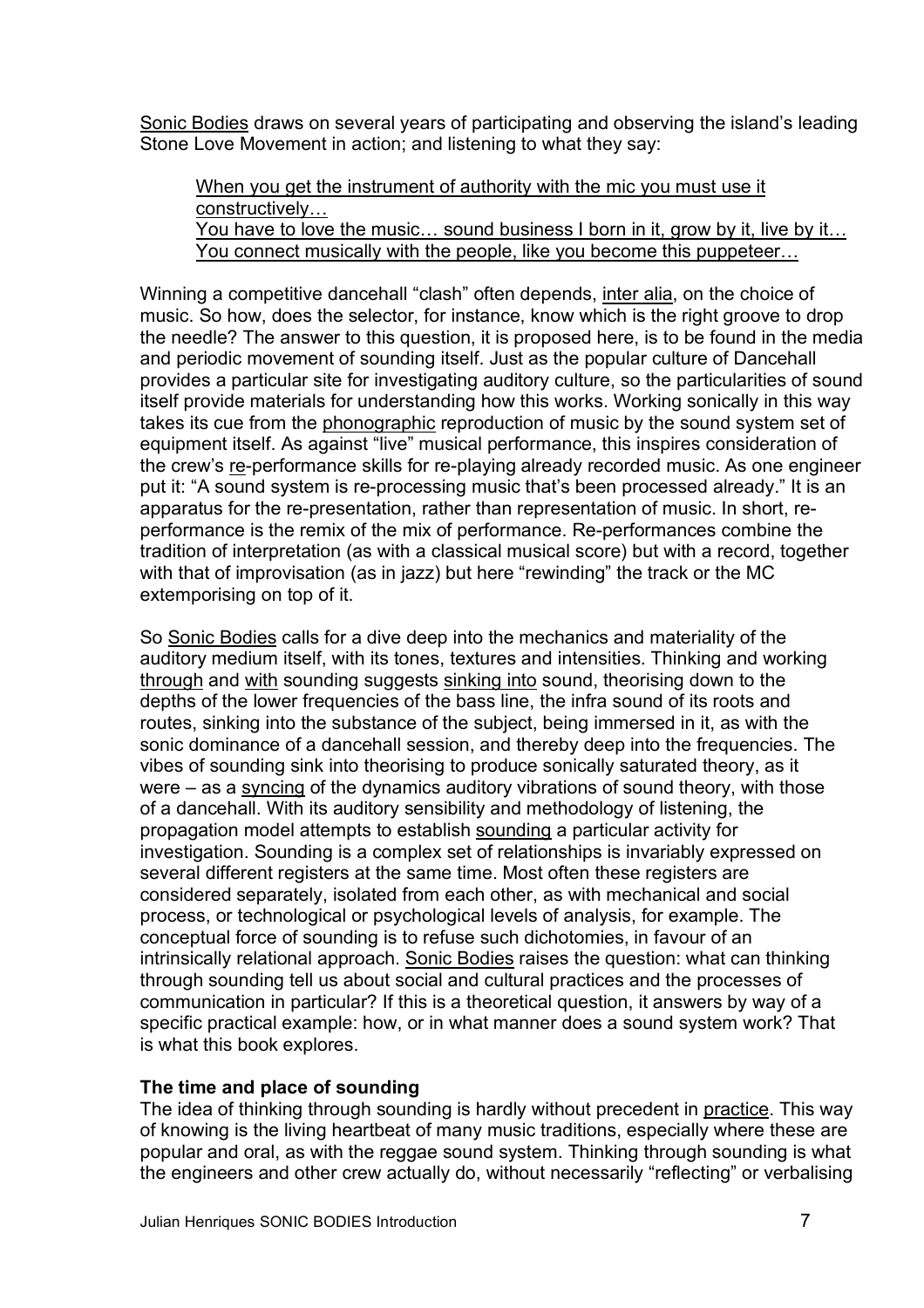<u>Sonic Bodies</u> draws on several years of participating and observing the island's leading Stone Love Movement in action; and listening to what they say:

> <u>When you get the instrument of authority with the mic you must use it constructively…</u>
> <u>You have to love the music… sound business I born in it, grow by it, live by it…</u>
> <u>You connect musically with the people, like you become this puppeteer…</u>

Winning a competitive dancehall "clash" often depends, <u>inter alia</u>, on the choice of music. So how, does the selector, for instance, know which is the right groove to drop the needle? The answer to this question, it is proposed here, is to be found in the media and periodic movement of sounding itself. Just as the popular culture of Dancehall provides a particular site for investigating auditory culture, so the particularities of sound itself provide materials for understanding how this works. Working sonically in this way takes its cue from the <u>phonographic</u> reproduction of music by the sound system set of equipment itself. As against "live" musical performance, this inspires consideration of the crew's <u>re</u>-performance skills for re-playing already recorded music. As one engineer put it: "A sound system is re-processing music that's been processed already." It is an apparatus for the re-presentation, rather than representation of music. In short, re-performance is the remix of the mix of performance. Re-performances combine the tradition of interpretation (as with a classical musical score) but with a record, together with that of improvisation (as in jazz) but here "rewinding" the track or the MC extemporising on top of it.

So <u>Sonic Bodies</u> calls for a dive deep into the mechanics and materiality of the auditory medium itself, with its tones, textures and intensities. Thinking and working <u>through</u> and <u>with</u> sounding suggests <u>sinking into</u> sound, theorising down to the depths of the lower frequencies of the bass line, the infra sound of its roots and routes, sinking into the substance of the subject, being immersed in it, as with the sonic dominance of a dancehall session, and thereby deep into the frequencies. The vibes of sounding sink into theorising to produce sonically saturated theory, as it were – as a <u>syncing</u> of the dynamics auditory vibrations of sound theory, with those of a dancehall. With its auditory sensibility and methodology of listening, the propagation model attempts to establish <u>sounding</u> a particular activity for investigation. Sounding is a complex set of relationships is invariably expressed on several different registers at the same time. Most often these registers are considered separately, isolated from each other, as with mechanical and social process, or technological or psychological levels of analysis, for example. The conceptual force of sounding is to refuse such dichotomies, in favour of an intrinsically relational approach. <u>Sonic Bodies</u> raises the question: what can thinking through sounding tell us about social and cultural practices and the processes of communication in particular? If this is a theoretical question, it answers by way of a specific practical example: how, or in what manner does a sound system work? That is what this book explores.

**The time and place of sounding**

The idea of thinking through sounding is hardly without precedent in <u>practice</u>. This way of knowing is the living heartbeat of many music traditions, especially where these are popular and oral, as with the reggae sound system. Thinking through sounding is what the engineers and other crew actually do, without necessarily "reflecting" or verbalising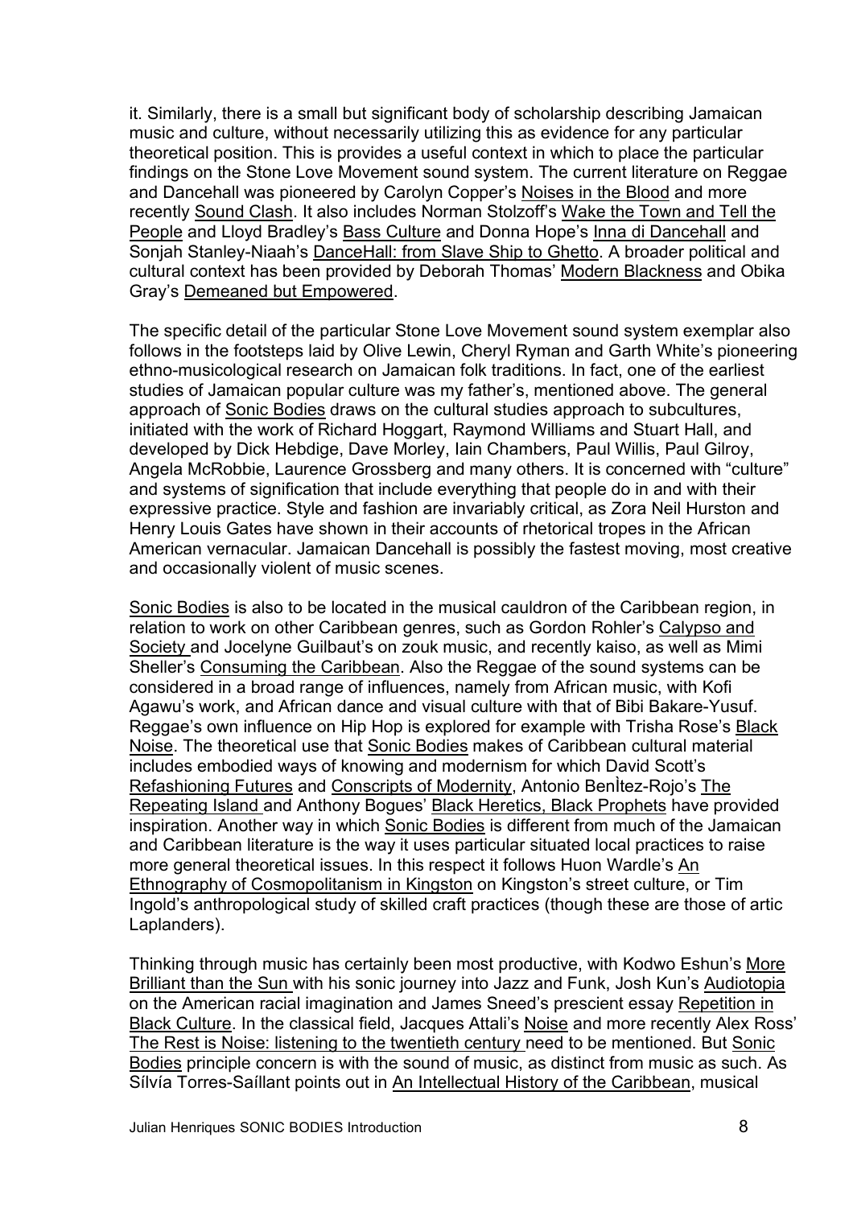it. Similarly, there is a small but significant body of scholarship describing Jamaican music and culture, without necessarily utilizing this as evidence for any particular theoretical position. This is provides a useful context in which to place the particular findings on the Stone Love Movement sound system. The current literature on Reggae and Dancehall was pioneered by Carolyn Copper's Noises in the Blood and more recently Sound Clash. It also includes Norman Stolzoff's Wake the Town and Tell the People and Lloyd Bradley's Bass Culture and Donna Hope's Inna di Dancehall and Sonjah Stanley-Niaah's DanceHall: from Slave Ship to Ghetto. A broader political and cultural context has been provided by Deborah Thomas' Modern Blackness and Obika Gray's Demeaned but Empowered.

The specific detail of the particular Stone Love Movement sound system exemplar also follows in the footsteps laid by Olive Lewin, Cheryl Ryman and Garth White's pioneering ethno-musicological research on Jamaican folk traditions. In fact, one of the earliest studies of Jamaican popular culture was my father's, mentioned above. The general approach of Sonic Bodies draws on the cultural studies approach to subcultures, initiated with the work of Richard Hoggart, Raymond Williams and Stuart Hall, and developed by Dick Hebdige, Dave Morley, Iain Chambers, Paul Willis, Paul Gilroy, Angela McRobbie, Laurence Grossberg and many others. It is concerned with "culture" and systems of signification that include everything that people do in and with their expressive practice. Style and fashion are invariably critical, as Zora Neil Hurston and Henry Louis Gates have shown in their accounts of rhetorical tropes in the African American vernacular. Jamaican Dancehall is possibly the fastest moving, most creative and occasionally violent of music scenes.

Sonic Bodies is also to be located in the musical cauldron of the Caribbean region, in relation to work on other Caribbean genres, such as Gordon Rohler's Calypso and Society and Jocelyne Guilbaut's on zouk music, and recently kaiso, as well as Mimi Sheller's Consuming the Caribbean. Also the Reggae of the sound systems can be considered in a broad range of influences, namely from African music, with Kofi Agawu's work, and African dance and visual culture with that of Bibi Bakare-Yusuf. Reggae's own influence on Hip Hop is explored for example with Trisha Rose's Black Noise. The theoretical use that Sonic Bodies makes of Caribbean cultural material includes embodied ways of knowing and modernism for which David Scott's Refashioning Futures and Conscripts of Modernity, Antonio BenÌtez-Rojo's The Repeating Island and Anthony Bogues' Black Heretics, Black Prophets have provided inspiration. Another way in which Sonic Bodies is different from much of the Jamaican and Caribbean literature is the way it uses particular situated local practices to raise more general theoretical issues. In this respect it follows Huon Wardle's An Ethnography of Cosmopolitanism in Kingston on Kingston's street culture, or Tim Ingold's anthropological study of skilled craft practices (though these are those of artic Laplanders).

Thinking through music has certainly been most productive, with Kodwo Eshun's More Brilliant than the Sun with his sonic journey into Jazz and Funk, Josh Kun's Audiotopia on the American racial imagination and James Sneed's prescient essay Repetition in Black Culture. In the classical field, Jacques Attali's Noise and more recently Alex Ross' The Rest is Noise: listening to the twentieth century need to be mentioned. But Sonic Bodies principle concern is with the sound of music, as distinct from music as such. As Sílvía Torres-Saíllant points out in An Intellectual History of the Caribbean, musical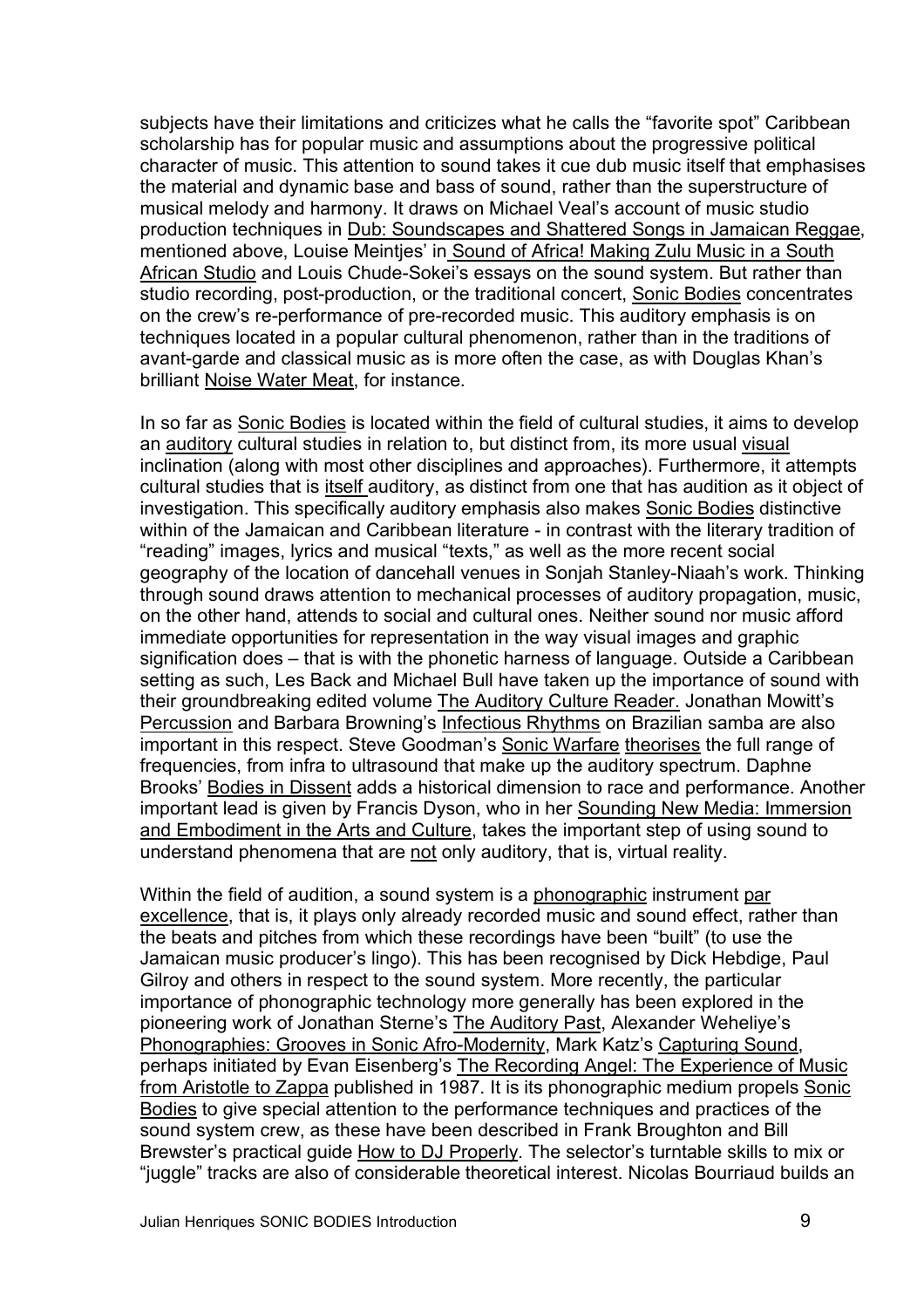subjects have their limitations and criticizes what he calls the "favorite spot" Caribbean scholarship has for popular music and assumptions about the progressive political character of music. This attention to sound takes it cue dub music itself that emphasises the material and dynamic base and bass of sound, rather than the superstructure of musical melody and harmony. It draws on Michael Veal's account of music studio production techniques in Dub: Soundscapes and Shattered Songs in Jamaican Reggae, mentioned above, Louise Meintjes' in Sound of Africa! Making Zulu Music in a South African Studio and Louis Chude-Sokei's essays on the sound system. But rather than studio recording, post-production, or the traditional concert, Sonic Bodies concentrates on the crew's re-performance of pre-recorded music. This auditory emphasis is on techniques located in a popular cultural phenomenon, rather than in the traditions of avant-garde and classical music as is more often the case, as with Douglas Khan's brilliant Noise Water Meat, for instance.

In so far as Sonic Bodies is located within the field of cultural studies, it aims to develop an auditory cultural studies in relation to, but distinct from, its more usual visual inclination (along with most other disciplines and approaches). Furthermore, it attempts cultural studies that is itself auditory, as distinct from one that has audition as it object of investigation. This specifically auditory emphasis also makes Sonic Bodies distinctive within of the Jamaican and Caribbean literature - in contrast with the literary tradition of "reading" images, lyrics and musical "texts," as well as the more recent social geography of the location of dancehall venues in Sonjah Stanley-Niaah's work. Thinking through sound draws attention to mechanical processes of auditory propagation, music, on the other hand, attends to social and cultural ones. Neither sound nor music afford immediate opportunities for representation in the way visual images and graphic signification does – that is with the phonetic harness of language. Outside a Caribbean setting as such, Les Back and Michael Bull have taken up the importance of sound with their groundbreaking edited volume The Auditory Culture Reader. Jonathan Mowitt's Percussion and Barbara Browning's Infectious Rhythms on Brazilian samba are also important in this respect. Steve Goodman's Sonic Warfare theorises the full range of frequencies, from infra to ultrasound that make up the auditory spectrum. Daphne Brooks' Bodies in Dissent adds a historical dimension to race and performance. Another important lead is given by Francis Dyson, who in her Sounding New Media: Immersion and Embodiment in the Arts and Culture, takes the important step of using sound to understand phenomena that are not only auditory, that is, virtual reality.

Within the field of audition, a sound system is a phonographic instrument par excellence, that is, it plays only already recorded music and sound effect, rather than the beats and pitches from which these recordings have been "built" (to use the Jamaican music producer's lingo). This has been recognised by Dick Hebdige, Paul Gilroy and others in respect to the sound system. More recently, the particular importance of phonographic technology more generally has been explored in the pioneering work of Jonathan Sterne's The Auditory Past, Alexander Weheliye's Phonographies: Grooves in Sonic Afro-Modernity, Mark Katz's Capturing Sound, perhaps initiated by Evan Eisenberg's The Recording Angel: The Experience of Music from Aristotle to Zappa published in 1987. It is its phonographic medium propels Sonic Bodies to give special attention to the performance techniques and practices of the sound system crew, as these have been described in Frank Broughton and Bill Brewster's practical guide How to DJ Properly. The selector's turntable skills to mix or "juggle" tracks are also of considerable theoretical interest. Nicolas Bourriaud builds an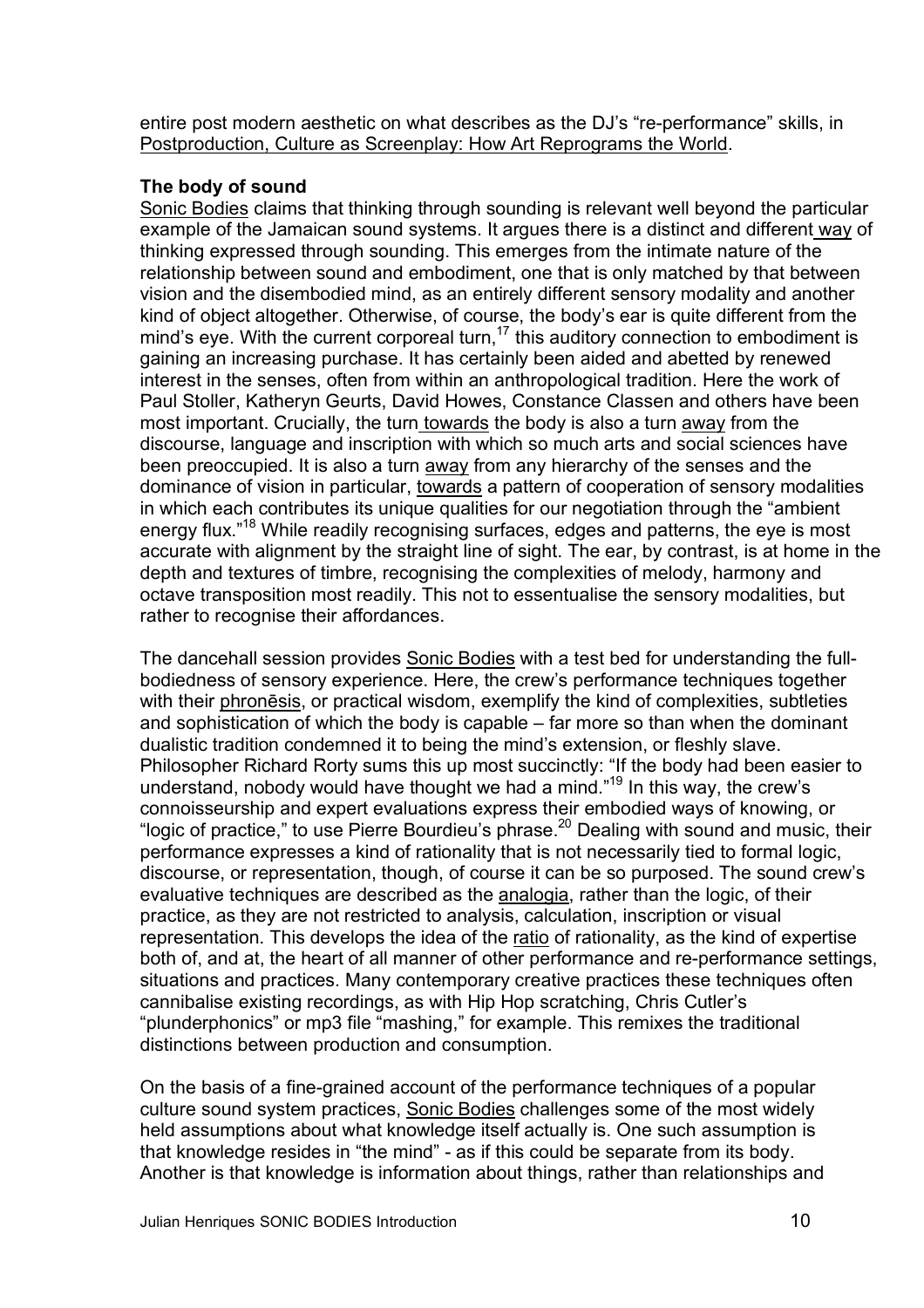entire post modern aesthetic on what describes as the DJ's "re-performance" skills, in Postproduction, Culture as Screenplay: How Art Reprograms the World.

**The body of sound**

Sonic Bodies claims that thinking through sounding is relevant well beyond the particular example of the Jamaican sound systems. It argues there is a distinct and different way of thinking expressed through sounding. This emerges from the intimate nature of the relationship between sound and embodiment, one that is only matched by that between vision and the disembodied mind, as an entirely different sensory modality and another kind of object altogether. Otherwise, of course, the body's ear is quite different from the mind's eye. With the current corporeal turn,[17] this auditory connection to embodiment is gaining an increasing purchase. It has certainly been aided and abetted by renewed interest in the senses, often from within an anthropological tradition. Here the work of Paul Stoller, Katheryn Geurts, David Howes, Constance Classen and others have been most important. Crucially, the turn towards the body is also a turn away from the discourse, language and inscription with which so much arts and social sciences have been preoccupied. It is also a turn away from any hierarchy of the senses and the dominance of vision in particular, towards a pattern of cooperation of sensory modalities in which each contributes its unique qualities for our negotiation through the "ambient energy flux."[18] While readily recognising surfaces, edges and patterns, the eye is most accurate with alignment by the straight line of sight. The ear, by contrast, is at home in the depth and textures of timbre, recognising the complexities of melody, harmony and octave transposition most readily. This not to essentualise the sensory modalities, but rather to recognise their affordances.

The dancehall session provides Sonic Bodies with a test bed for understanding the full-bodiedness of sensory experience. Here, the crew's performance techniques together with their phronēsis, or practical wisdom, exemplify the kind of complexities, subtleties and sophistication of which the body is capable – far more so than when the dominant dualistic tradition condemned it to being the mind's extension, or fleshly slave. Philosopher Richard Rorty sums this up most succinctly: "If the body had been easier to understand, nobody would have thought we had a mind."[19] In this way, the crew's connoisseurship and expert evaluations express their embodied ways of knowing, or "logic of practice," to use Pierre Bourdieu's phrase.[20] Dealing with sound and music, their performance expresses a kind of rationality that is not necessarily tied to formal logic, discourse, or representation, though, of course it can be so purposed. The sound crew's evaluative techniques are described as the analogia, rather than the logic, of their practice, as they are not restricted to analysis, calculation, inscription or visual representation. This develops the idea of the ratio of rationality, as the kind of expertise both of, and at, the heart of all manner of other performance and re-performance settings, situations and practices. Many contemporary creative practices these techniques often cannibalise existing recordings, as with Hip Hop scratching, Chris Cutler's "plunderphonics" or mp3 file "mashing," for example. This remixes the traditional distinctions between production and consumption.

On the basis of a fine-grained account of the performance techniques of a popular culture sound system practices, Sonic Bodies challenges some of the most widely held assumptions about what knowledge itself actually is. One such assumption is that knowledge resides in "the mind" - as if this could be separate from its body. Another is that knowledge is information about things, rather than relationships and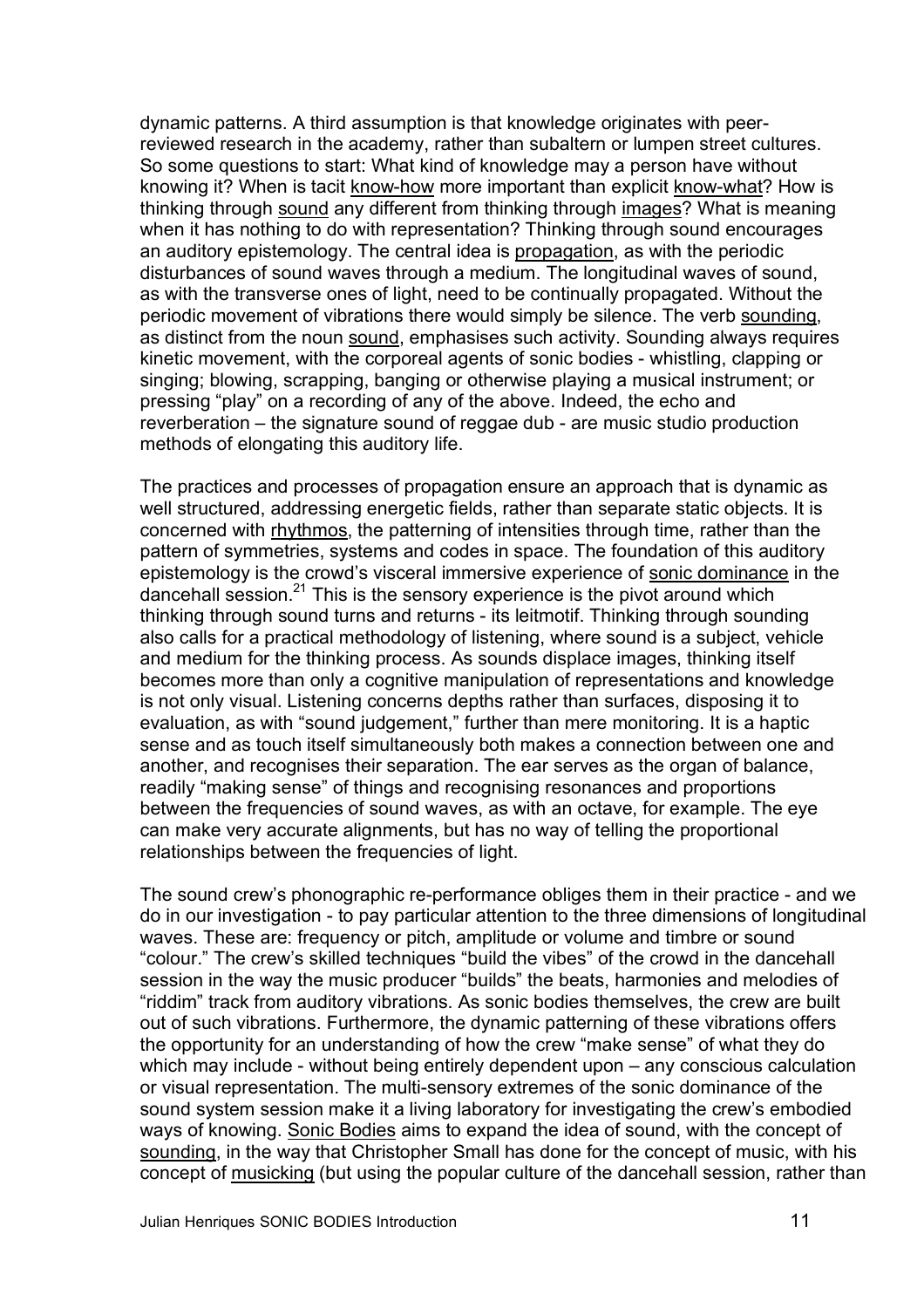dynamic patterns. A third assumption is that knowledge originates with peer-reviewed research in the academy, rather than subaltern or lumpen street cultures. So some questions to start: What kind of knowledge may a person have without knowing it? When is tacit know-how more important than explicit know-what? How is thinking through sound any different from thinking through images? What is meaning when it has nothing to do with representation? Thinking through sound encourages an auditory epistemology. The central idea is propagation, as with the periodic disturbances of sound waves through a medium. The longitudinal waves of sound, as with the transverse ones of light, need to be continually propagated. Without the periodic movement of vibrations there would simply be silence. The verb sounding, as distinct from the noun sound, emphasises such activity. Sounding always requires kinetic movement, with the corporeal agents of sonic bodies - whistling, clapping or singing; blowing, scrapping, banging or otherwise playing a musical instrument; or pressing "play" on a recording of any of the above. Indeed, the echo and reverberation – the signature sound of reggae dub - are music studio production methods of elongating this auditory life.

The practices and processes of propagation ensure an approach that is dynamic as well structured, addressing energetic fields, rather than separate static objects. It is concerned with rhythmos, the patterning of intensities through time, rather than the pattern of symmetries, systems and codes in space. The foundation of this auditory epistemology is the crowd's visceral immersive experience of sonic dominance in the dancehall session.[21] This is the sensory experience is the pivot around which thinking through sound turns and returns - its leitmotif. Thinking through sounding also calls for a practical methodology of listening, where sound is a subject, vehicle and medium for the thinking process. As sounds displace images, thinking itself becomes more than only a cognitive manipulation of representations and knowledge is not only visual. Listening concerns depths rather than surfaces, disposing it to evaluation, as with "sound judgement," further than mere monitoring. It is a haptic sense and as touch itself simultaneously both makes a connection between one and another, and recognises their separation. The ear serves as the organ of balance, readily "making sense" of things and recognising resonances and proportions between the frequencies of sound waves, as with an octave, for example. The eye can make very accurate alignments, but has no way of telling the proportional relationships between the frequencies of light.

The sound crew's phonographic re-performance obliges them in their practice - and we do in our investigation - to pay particular attention to the three dimensions of longitudinal waves. These are: frequency or pitch, amplitude or volume and timbre or sound "colour." The crew's skilled techniques "build the vibes" of the crowd in the dancehall session in the way the music producer "builds" the beats, harmonies and melodies of "riddim" track from auditory vibrations. As sonic bodies themselves, the crew are built out of such vibrations. Furthermore, the dynamic patterning of these vibrations offers the opportunity for an understanding of how the crew "make sense" of what they do which may include - without being entirely dependent upon – any conscious calculation or visual representation. The multi-sensory extremes of the sonic dominance of the sound system session make it a living laboratory for investigating the crew's embodied ways of knowing. Sonic Bodies aims to expand the idea of sound, with the concept of sounding, in the way that Christopher Small has done for the concept of music, with his concept of musicking (but using the popular culture of the dancehall session, rather than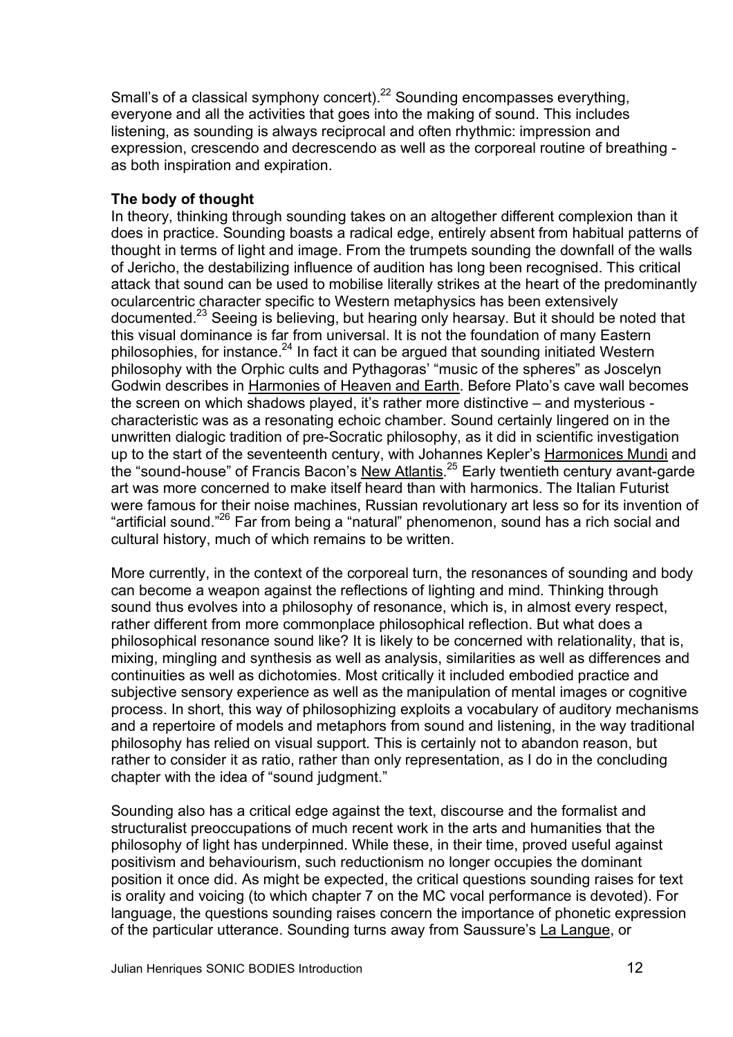Small's of a classical symphony concert).[22] Sounding encompasses everything, everyone and all the activities that goes into the making of sound. This includes listening, as sounding is always reciprocal and often rhythmic: impression and expression, crescendo and decrescendo as well as the corporeal routine of breathing - as both inspiration and expiration.

**The body of thought**

In theory, thinking through sounding takes on an altogether different complexion than it does in practice. Sounding boasts a radical edge, entirely absent from habitual patterns of thought in terms of light and image. From the trumpets sounding the downfall of the walls of Jericho, the destabilizing influence of audition has long been recognised. This critical attack that sound can be used to mobilise literally strikes at the heart of the predominantly ocularcentric character specific to Western metaphysics has been extensively documented.[23] Seeing is believing, but hearing only hearsay. But it should be noted that this visual dominance is far from universal. It is not the foundation of many Eastern philosophies, for instance.[24] In fact it can be argued that sounding initiated Western philosophy with the Orphic cults and Pythagoras' "music of the spheres" as Joscelyn Godwin describes in Harmonies of Heaven and Earth. Before Plato's cave wall becomes the screen on which shadows played, it's rather more distinctive – and mysterious - characteristic was as a resonating echoic chamber. Sound certainly lingered on in the unwritten dialogic tradition of pre-Socratic philosophy, as it did in scientific investigation up to the start of the seventeenth century, with Johannes Kepler's Harmonices Mundi and the "sound-house" of Francis Bacon's New Atlantis.[25] Early twentieth century avant-garde art was more concerned to make itself heard than with harmonics. The Italian Futurist were famous for their noise machines, Russian revolutionary art less so for its invention of "artificial sound."[26] Far from being a "natural" phenomenon, sound has a rich social and cultural history, much of which remains to be written.

More currently, in the context of the corporeal turn, the resonances of sounding and body can become a weapon against the reflections of lighting and mind. Thinking through sound thus evolves into a philosophy of resonance, which is, in almost every respect, rather different from more commonplace philosophical reflection. But what does a philosophical resonance sound like? It is likely to be concerned with relationality, that is, mixing, mingling and synthesis as well as analysis, similarities as well as differences and continuities as well as dichotomies. Most critically it included embodied practice and subjective sensory experience as well as the manipulation of mental images or cognitive process. In short, this way of philosophizing exploits a vocabulary of auditory mechanisms and a repertoire of models and metaphors from sound and listening, in the way traditional philosophy has relied on visual support. This is certainly not to abandon reason, but rather to consider it as ratio, rather than only representation, as I do in the concluding chapter with the idea of "sound judgment."

Sounding also has a critical edge against the text, discourse and the formalist and structuralist preoccupations of much recent work in the arts and humanities that the philosophy of light has underpinned. While these, in their time, proved useful against positivism and behaviourism, such reductionism no longer occupies the dominant position it once did. As might be expected, the critical questions sounding raises for text is orality and voicing (to which chapter 7 on the MC vocal performance is devoted). For language, the questions sounding raises concern the importance of phonetic expression of the particular utterance. Sounding turns away from Saussure's La Langue, or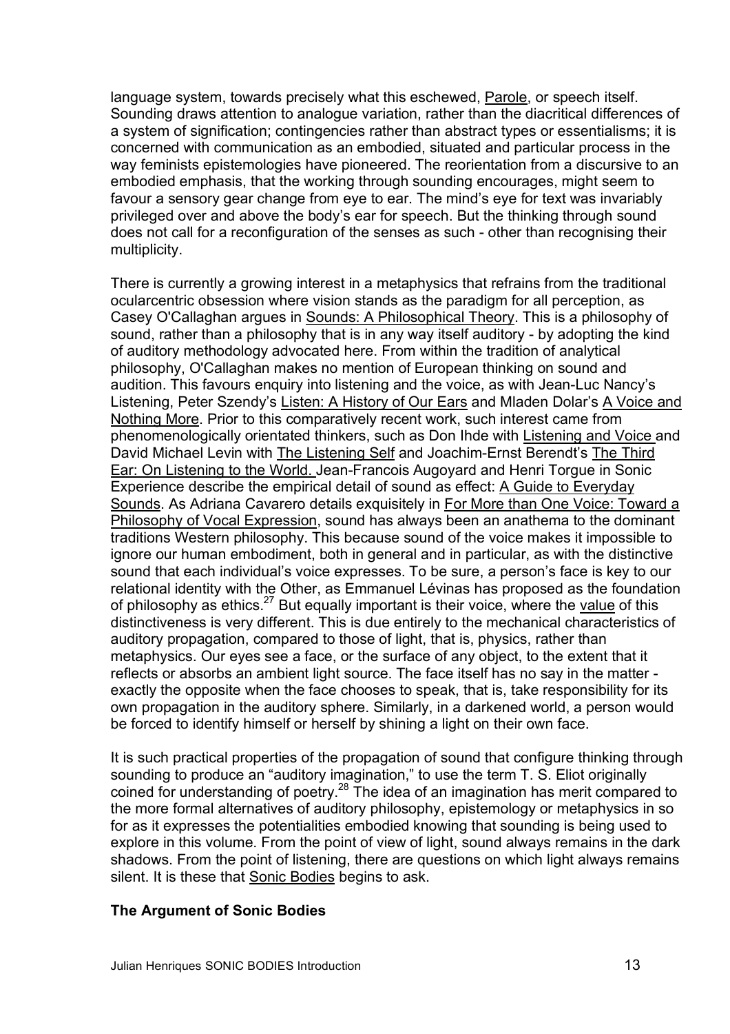language system, towards precisely what this eschewed, Parole, or speech itself. Sounding draws attention to analogue variation, rather than the diacritical differences of a system of signification; contingencies rather than abstract types or essentialisms; it is concerned with communication as an embodied, situated and particular process in the way feminists epistemologies have pioneered. The reorientation from a discursive to an embodied emphasis, that the working through sounding encourages, might seem to favour a sensory gear change from eye to ear. The mind's eye for text was invariably privileged over and above the body's ear for speech. But the thinking through sound does not call for a reconfiguration of the senses as such - other than recognising their multiplicity.

There is currently a growing interest in a metaphysics that refrains from the traditional ocularcentric obsession where vision stands as the paradigm for all perception, as Casey O'Callaghan argues in Sounds: A Philosophical Theory. This is a philosophy of sound, rather than a philosophy that is in any way itself auditory - by adopting the kind of auditory methodology advocated here. From within the tradition of analytical philosophy, O'Callaghan makes no mention of European thinking on sound and audition. This favours enquiry into listening and the voice, as with Jean-Luc Nancy's Listening, Peter Szendy's Listen: A History of Our Ears and Mladen Dolar's A Voice and Nothing More. Prior to this comparatively recent work, such interest came from phenomenologically orientated thinkers, such as Don Ihde with Listening and Voice and David Michael Levin with The Listening Self and Joachim-Ernst Berendt's The Third Ear: On Listening to the World. Jean-Francois Augoyard and Henri Torgue in Sonic Experience describe the empirical detail of sound as effect: A Guide to Everyday Sounds. As Adriana Cavarero details exquisitely in For More than One Voice: Toward a Philosophy of Vocal Expression, sound has always been an anathema to the dominant traditions Western philosophy. This because sound of the voice makes it impossible to ignore our human embodiment, both in general and in particular, as with the distinctive sound that each individual's voice expresses. To be sure, a person's face is key to our relational identity with the Other, as Emmanuel Lévinas has proposed as the foundation of philosophy as ethics.[27] But equally important is their voice, where the value of this distinctiveness is very different. This is due entirely to the mechanical characteristics of auditory propagation, compared to those of light, that is, physics, rather than metaphysics. Our eyes see a face, or the surface of any object, to the extent that it reflects or absorbs an ambient light source. The face itself has no say in the matter - exactly the opposite when the face chooses to speak, that is, take responsibility for its own propagation in the auditory sphere. Similarly, in a darkened world, a person would be forced to identify himself or herself by shining a light on their own face.

It is such practical properties of the propagation of sound that configure thinking through sounding to produce an "auditory imagination," to use the term T. S. Eliot originally coined for understanding of poetry.[28] The idea of an imagination has merit compared to the more formal alternatives of auditory philosophy, epistemology or metaphysics in so for as it expresses the potentialities embodied knowing that sounding is being used to explore in this volume. From the point of view of light, sound always remains in the dark shadows. From the point of listening, there are questions on which light always remains silent. It is these that Sonic Bodies begins to ask.

**The Argument of Sonic Bodies**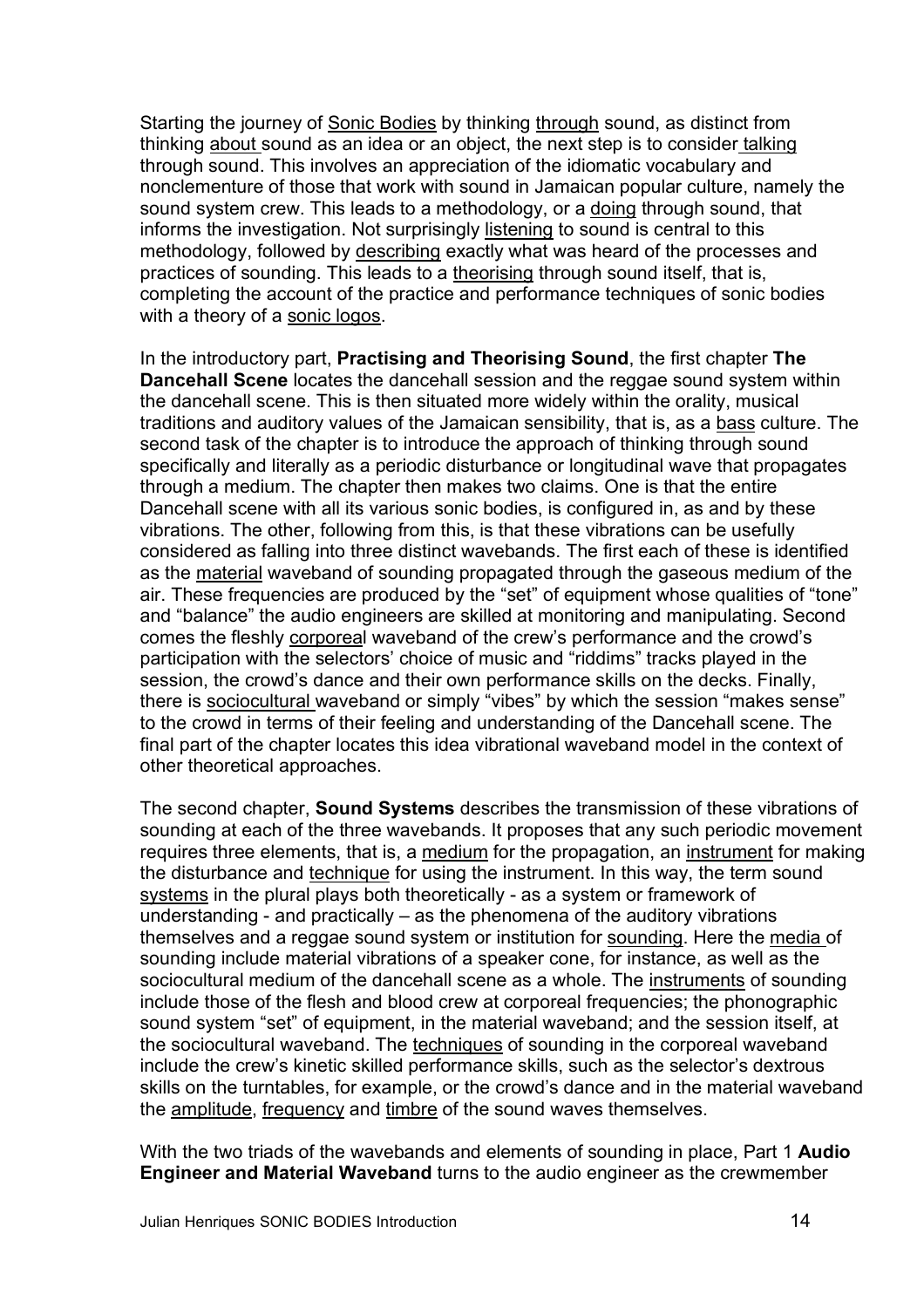Starting the journey of <u>Sonic Bodies</u> by thinking <u>through</u> sound, as distinct from thinking <u>about</u> sound as an idea or an object, the next step is to consider <u>talking</u> through sound. This involves an appreciation of the idiomatic vocabulary and nonclementure of those that work with sound in Jamaican popular culture, namely the sound system crew. This leads to a methodology, or a <u>doing</u> through sound, that informs the investigation. Not surprisingly <u>listening</u> to sound is central to this methodology, followed by <u>describing</u> exactly what was heard of the processes and practices of sounding. This leads to a <u>theorising</u> through sound itself, that is, completing the account of the practice and performance techniques of sonic bodies with a theory of a <u>sonic logos</u>.

In the introductory part, **Practising and Theorising Sound**, the first chapter **The Dancehall Scene** locates the dancehall session and the reggae sound system within the dancehall scene. This is then situated more widely within the orality, musical traditions and auditory values of the Jamaican sensibility, that is, as a <u>bass</u> culture. The second task of the chapter is to introduce the approach of thinking through sound specifically and literally as a periodic disturbance or longitudinal wave that propagates through a medium. The chapter then makes two claims. One is that the entire Dancehall scene with all its various sonic bodies, is configured in, as and by these vibrations. The other, following from this, is that these vibrations can be usefully considered as falling into three distinct wavebands. The first each of these is identified as the <u>material</u> waveband of sounding propagated through the gaseous medium of the air. These frequencies are produced by the "set" of equipment whose qualities of "tone" and "balance" the audio engineers are skilled at monitoring and manipulating. Second comes the fleshly <u>corporea</u>l waveband of the crew's performance and the crowd's participation with the selectors' choice of music and "riddims" tracks played in the session, the crowd's dance and their own performance skills on the decks. Finally, there is <u>sociocultural</u> waveband or simply "vibes" by which the session "makes sense" to the crowd in terms of their feeling and understanding of the Dancehall scene. The final part of the chapter locates this idea vibrational waveband model in the context of other theoretical approaches.

The second chapter, **Sound Systems** describes the transmission of these vibrations of sounding at each of the three wavebands. It proposes that any such periodic movement requires three elements, that is, a <u>medium</u> for the propagation, an <u>instrument</u> for making the disturbance and <u>technique</u> for using the instrument. In this way, the term sound <u>systems</u> in the plural plays both theoretically - as a system or framework of understanding - and practically – as the phenomena of the auditory vibrations themselves and a reggae sound system or institution for <u>sounding</u>. Here the <u>media</u> of sounding include material vibrations of a speaker cone, for instance, as well as the sociocultural medium of the dancehall scene as a whole. The <u>instruments</u> of sounding include those of the flesh and blood crew at corporeal frequencies; the phonographic sound system "set" of equipment, in the material waveband; and the session itself, at the sociocultural waveband. The <u>techniques</u> of sounding in the corporeal waveband include the crew's kinetic skilled performance skills, such as the selector's dextrous skills on the turntables, for example, or the crowd's dance and in the material waveband the <u>amplitude</u>, <u>frequency</u> and <u>timbre</u> of the sound waves themselves.

With the two triads of the wavebands and elements of sounding in place, Part 1 **Audio Engineer and Material Waveband** turns to the audio engineer as the crewmember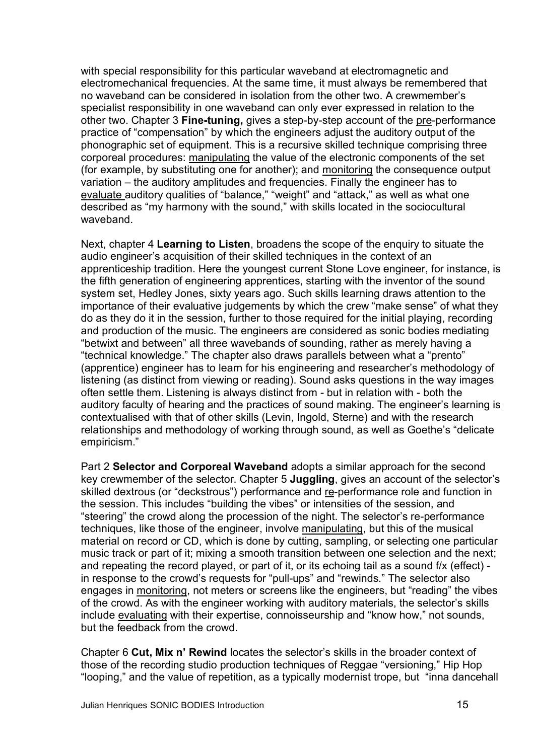with special responsibility for this particular waveband at electromagnetic and electromechanical frequencies. At the same time, it must always be remembered that no waveband can be considered in isolation from the other two. A crewmember's specialist responsibility in one waveband can only ever expressed in relation to the other two. Chapter 3 **Fine-tuning,** gives a step-by-step account of the <u>pre</u>-performance practice of "compensation" by which the engineers adjust the auditory output of the phonographic set of equipment. This is a recursive skilled technique comprising three corporeal procedures: <u>manipulating</u> the value of the electronic components of the set (for example, by substituting one for another); and <u>monitoring</u> the consequence output variation – the auditory amplitudes and frequencies. Finally the engineer has to <u>evaluate</u> auditory qualities of "balance," "weight" and "attack," as well as what one described as "my harmony with the sound," with skills located in the sociocultural waveband.

Next, chapter 4 **Learning to Listen**, broadens the scope of the enquiry to situate the audio engineer's acquisition of their skilled techniques in the context of an apprenticeship tradition. Here the youngest current Stone Love engineer, for instance, is the fifth generation of engineering apprentices, starting with the inventor of the sound system set, Hedley Jones, sixty years ago. Such skills learning draws attention to the importance of their evaluative judgements by which the crew "make sense" of what they do as they do it in the session, further to those required for the initial playing, recording and production of the music. The engineers are considered as sonic bodies mediating "betwixt and between" all three wavebands of sounding, rather as merely having a "technical knowledge." The chapter also draws parallels between what a "prento" (apprentice) engineer has to learn for his engineering and researcher's methodology of listening (as distinct from viewing or reading). Sound asks questions in the way images often settle them. Listening is always distinct from - but in relation with - both the auditory faculty of hearing and the practices of sound making. The engineer's learning is contextualised with that of other skills (Levin, Ingold, Sterne) and with the research relationships and methodology of working through sound, as well as Goethe's "delicate empiricism."

Part 2 **Selector and Corporeal Waveband** adopts a similar approach for the second key crewmember of the selector. Chapter 5 **Juggling**, gives an account of the selector's skilled dextrous (or "deckstrous") performance and <u>re</u>-performance role and function in the session. This includes "building the vibes" or intensities of the session, and "steering" the crowd along the procession of the night. The selector's re-performance techniques, like those of the engineer, involve <u>manipulating</u>, but this of the musical material on record or CD, which is done by cutting, sampling, or selecting one particular music track or part of it; mixing a smooth transition between one selection and the next; and repeating the record played, or part of it, or its echoing tail as a sound f/x (effect) - in response to the crowd's requests for "pull-ups" and "rewinds." The selector also engages in <u>monitoring</u>, not meters or screens like the engineers, but "reading" the vibes of the crowd. As with the engineer working with auditory materials, the selector's skills include <u>evaluating</u> with their expertise, connoisseurship and "know how," not sounds, but the feedback from the crowd.

Chapter 6 **Cut, Mix n' Rewind** locates the selector's skills in the broader context of those of the recording studio production techniques of Reggae "versioning," Hip Hop "looping," and the value of repetition, as a typically modernist trope, but "inna dancehall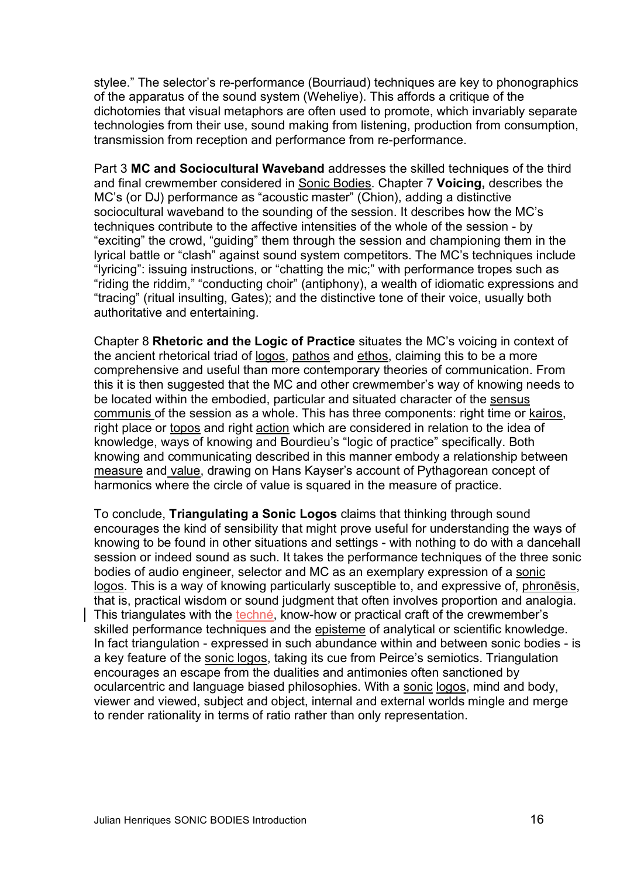stylee." The selector's re-performance (Bourriaud) techniques are key to phonographics of the apparatus of the sound system (Weheliye). This affords a critique of the dichotomies that visual metaphors are often used to promote, which invariably separate technologies from their use, sound making from listening, production from consumption, transmission from reception and performance from re-performance.

Part 3 **MC and Sociocultural Waveband** addresses the skilled techniques of the third and final crewmember considered in Sonic Bodies. Chapter 7 **Voicing,** describes the MC's (or DJ) performance as "acoustic master" (Chion), adding a distinctive sociocultural waveband to the sounding of the session. It describes how the MC's techniques contribute to the affective intensities of the whole of the session - by "exciting" the crowd, "guiding" them through the session and championing them in the lyrical battle or "clash" against sound system competitors. The MC's techniques include "lyricing": issuing instructions, or "chatting the mic;" with performance tropes such as "riding the riddim," "conducting choir" (antiphony), a wealth of idiomatic expressions and "tracing" (ritual insulting, Gates); and the distinctive tone of their voice, usually both authoritative and entertaining.

Chapter 8 **Rhetoric and the Logic of Practice** situates the MC's voicing in context of the ancient rhetorical triad of logos, pathos and ethos, claiming this to be a more comprehensive and useful than more contemporary theories of communication. From this it is then suggested that the MC and other crewmember's way of knowing needs to be located within the embodied, particular and situated character of the sensus communis of the session as a whole. This has three components: right time or kairos, right place or topos and right action which are considered in relation to the idea of knowledge, ways of knowing and Bourdieu's "logic of practice" specifically. Both knowing and communicating described in this manner embody a relationship between measure and value, drawing on Hans Kayser's account of Pythagorean concept of harmonics where the circle of value is squared in the measure of practice.

To conclude, **Triangulating a Sonic Logos** claims that thinking through sound encourages the kind of sensibility that might prove useful for understanding the ways of knowing to be found in other situations and settings - with nothing to do with a dancehall session or indeed sound as such. It takes the performance techniques of the three sonic bodies of audio engineer, selector and MC as an exemplary expression of a sonic logos. This is a way of knowing particularly susceptible to, and expressive of, phronēsis, that is, practical wisdom or sound judgment that often involves proportion and analogia. This triangulates with the techné, know-how or practical craft of the crewmember's skilled performance techniques and the episteme of analytical or scientific knowledge. In fact triangulation - expressed in such abundance within and between sonic bodies - is a key feature of the sonic logos, taking its cue from Peirce's semiotics. Triangulation encourages an escape from the dualities and antimonies often sanctioned by ocularcentric and language biased philosophies. With a sonic logos, mind and body, viewer and viewed, subject and object, internal and external worlds mingle and merge to render rationality in terms of ratio rather than only representation.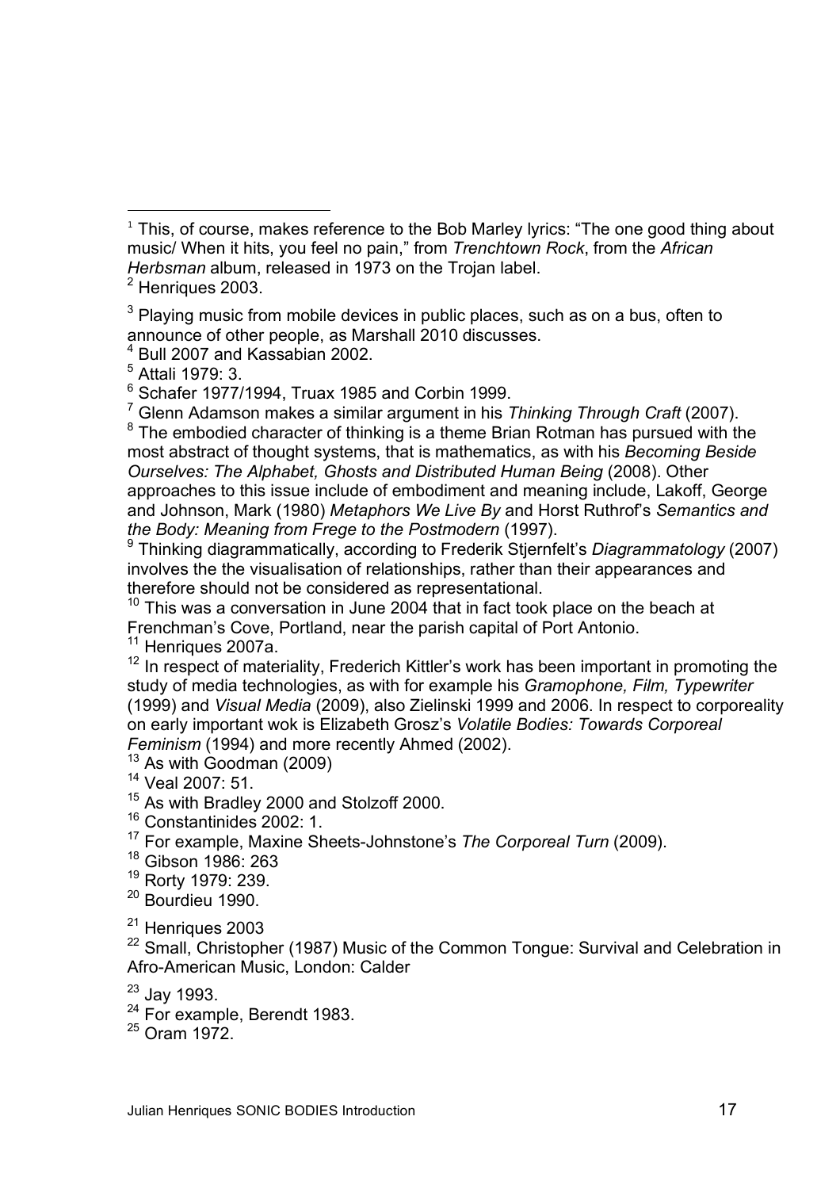[1] This, of course, makes reference to the Bob Marley lyrics: "The one good thing about music/ When it hits, you feel no pain," from *Trenchtown Rock*, from the *African Herbsman* album, released in 1973 on the Trojan label.

[2] Henriques 2003.

[3] Playing music from mobile devices in public places, such as on a bus, often to announce of other people, as Marshall 2010 discusses.

[4] Bull 2007 and Kassabian 2002.

[5] Attali 1979: 3.

[6] Schafer 1977/1994, Truax 1985 and Corbin 1999.

[7] Glenn Adamson makes a similar argument in his *Thinking Through Craft* (2007).

[8] The embodied character of thinking is a theme Brian Rotman has pursued with the most abstract of thought systems, that is mathematics, as with his *Becoming Beside Ourselves: The Alphabet, Ghosts and Distributed Human Being* (2008). Other approaches to this issue include of embodiment and meaning include, Lakoff, George and Johnson, Mark (1980) *Metaphors We Live By* and Horst Ruthrof's *Semantics and the Body: Meaning from Frege to the Postmodern* (1997).

[9] Thinking diagrammatically, according to Frederik Stjernfelt's *Diagrammatology* (2007) involves the the visualisation of relationships, rather than their appearances and therefore should not be considered as representational.

[10] This was a conversation in June 2004 that in fact took place on the beach at Frenchman's Cove, Portland, near the parish capital of Port Antonio.

[11] Henriques 2007a.

[12] In respect of materiality, Frederich Kittler's work has been important in promoting the study of media technologies, as with for example his *Gramophone, Film, Typewriter* (1999) and *Visual Media* (2009), also Zielinski 1999 and 2006. In respect to corporeality on early important wok is Elizabeth Grosz's *Volatile Bodies: Towards Corporeal Feminism* (1994) and more recently Ahmed (2002).

[13] As with Goodman (2009)

[14] Veal 2007: 51.

[15] As with Bradley 2000 and Stolzoff 2000.

[16] Constantinides 2002: 1.

[17] For example, Maxine Sheets-Johnstone's *The Corporeal Turn* (2009).

[18] Gibson 1986: 263

[19] Rorty 1979: 239.

[20] Bourdieu 1990.

[21] Henriques 2003

[22] Small, Christopher (1987) Music of the Common Tongue: Survival and Celebration in Afro-American Music, London: Calder

[23] Jay 1993.

[24] For example, Berendt 1983.

[25] Oram 1972.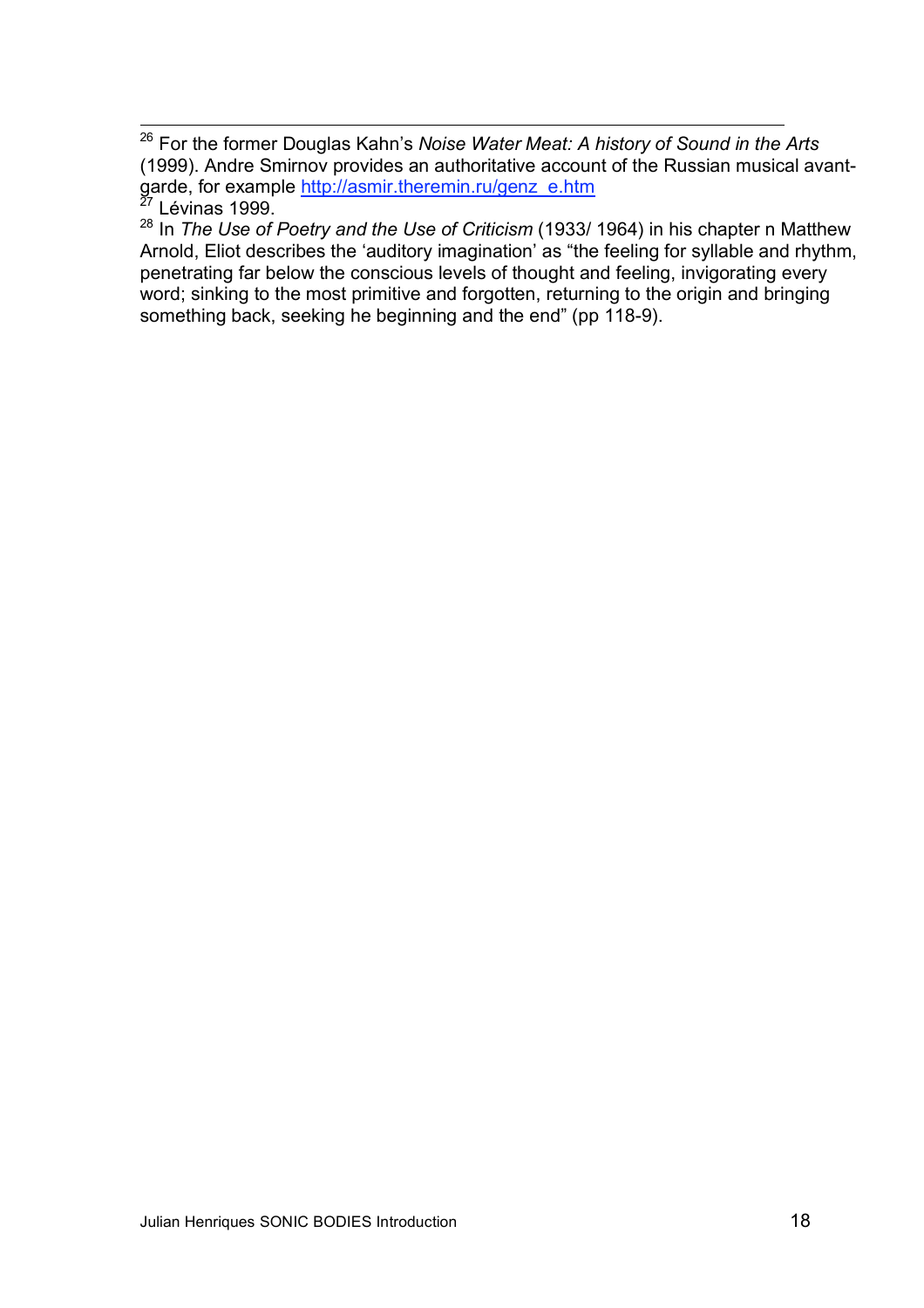[26] For the former Douglas Kahn's *Noise Water Meat: A history of Sound in the Arts* (1999). Andre Smirnov provides an authoritative account of the Russian musical avant-garde, for example http://asmir.theremin.ru/genz_e.htm

[27] Lévinas 1999.

[28] In *The Use of Poetry and the Use of Criticism* (1933/ 1964) in his chapter n Matthew Arnold, Eliot describes the 'auditory imagination' as "the feeling for syllable and rhythm, penetrating far below the conscious levels of thought and feeling, invigorating every word; sinking to the most primitive and forgotten, returning to the origin and bringing something back, seeking he beginning and the end" (pp 118-9).